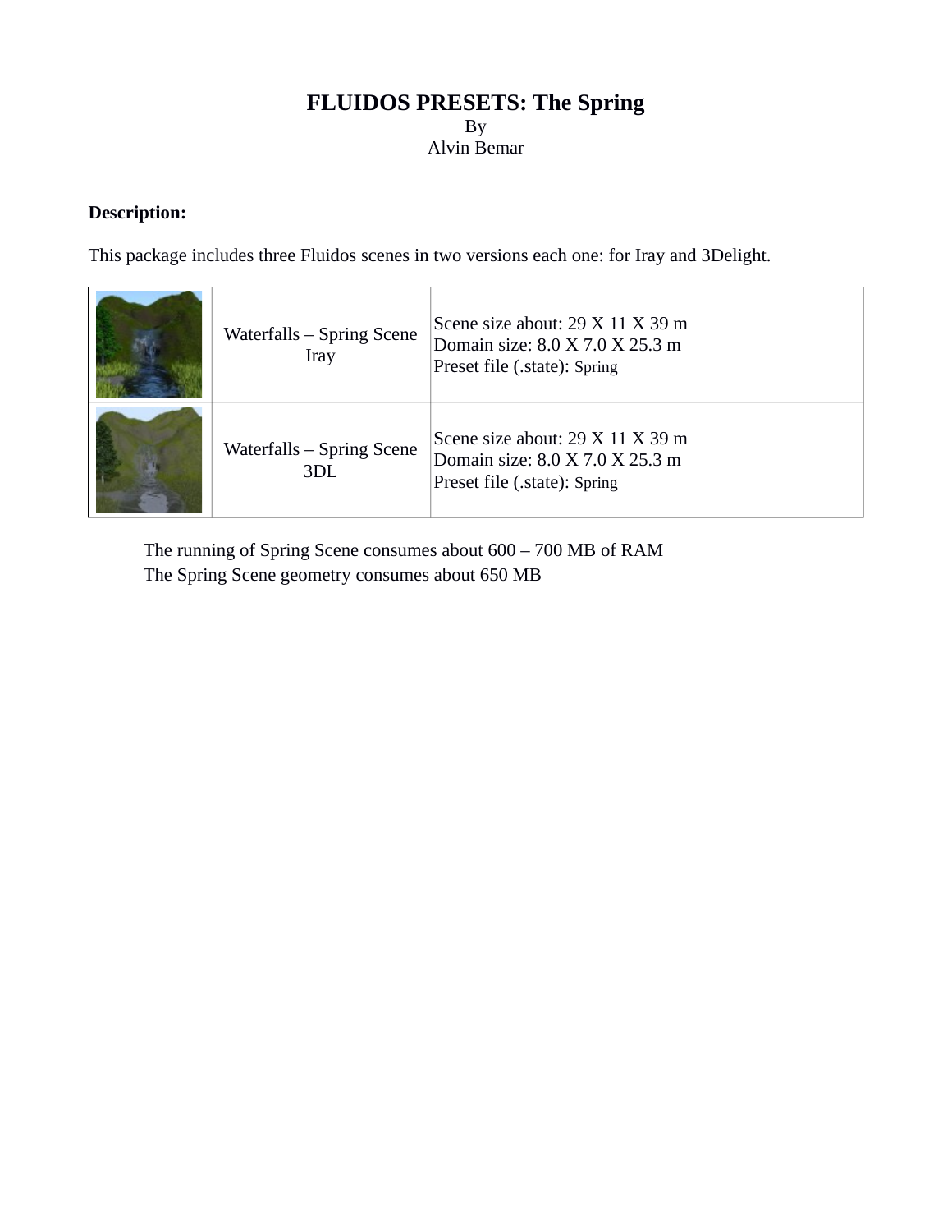# FLUIDOS PRESETS: The Spring

By

Alvin Bemar

**Description:**

This package includes three Fluidos scenes in two versions each one: for Iray and 3Delight.

| | | |
|---|---|---|
| | Waterfalls – Spring Scene Iray | Scene size about: 29 X 11 X 39 m<br>Domain size: 8.0 X 7.0 X 25.3 m<br>Preset file (.state): Spring |
| | Waterfalls – Spring Scene 3DL | Scene size about: 29 X 11 X 39 m<br>Domain size: 8.0 X 7.0 X 25.3 m<br>Preset file (.state): Spring |

The running of Spring Scene consumes about 600 – 700 MB of RAM

The Spring Scene geometry consumes about 650 MB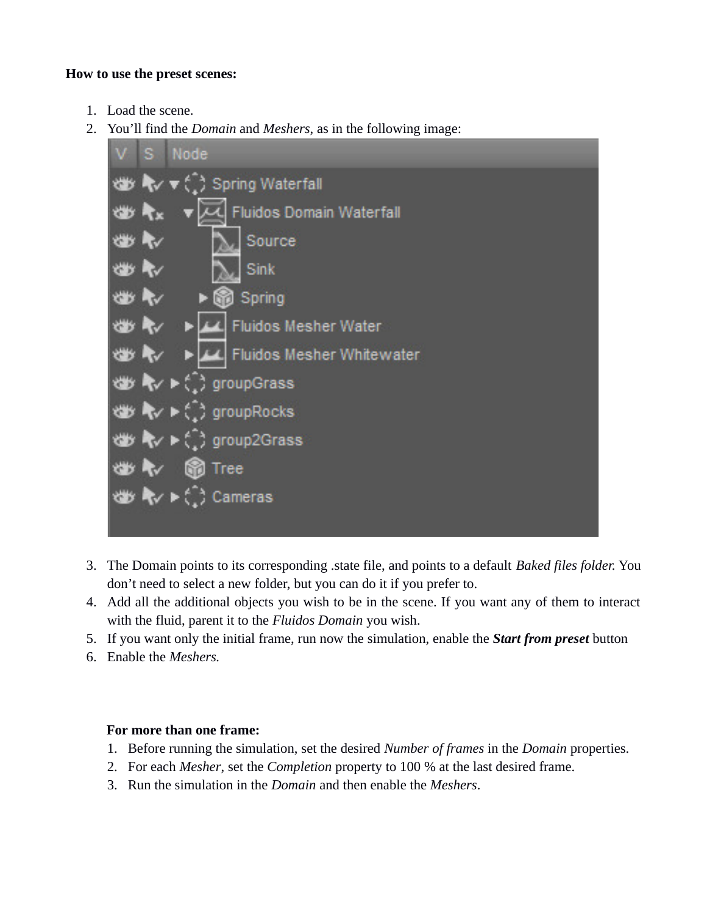**How to use the preset scenes:**

1. Load the scene.
2. You'll find the *Domain* and *Meshers*, as in the following image:
3. The Domain points to its corresponding .state file, and points to a default *Baked files folder.* You don't need to select a new folder, but you can do it if you prefer to.
4. Add all the additional objects you wish to be in the scene. If you want any of them to interact with the fluid, parent it to the *Fluidos Domain* you wish.
5. If you want only the initial frame, run now the simulation, enable the ***Start from preset*** button
6. Enable the *Meshers.*

**For more than one frame:**

1. Before running the simulation, set the desired *Number of frames* in the *Domain* properties.
2. For each *Mesher*, set the *Completion* property to 100 % at the last desired frame.
3. Run the simulation in the *Domain* and then enable the *Meshers*.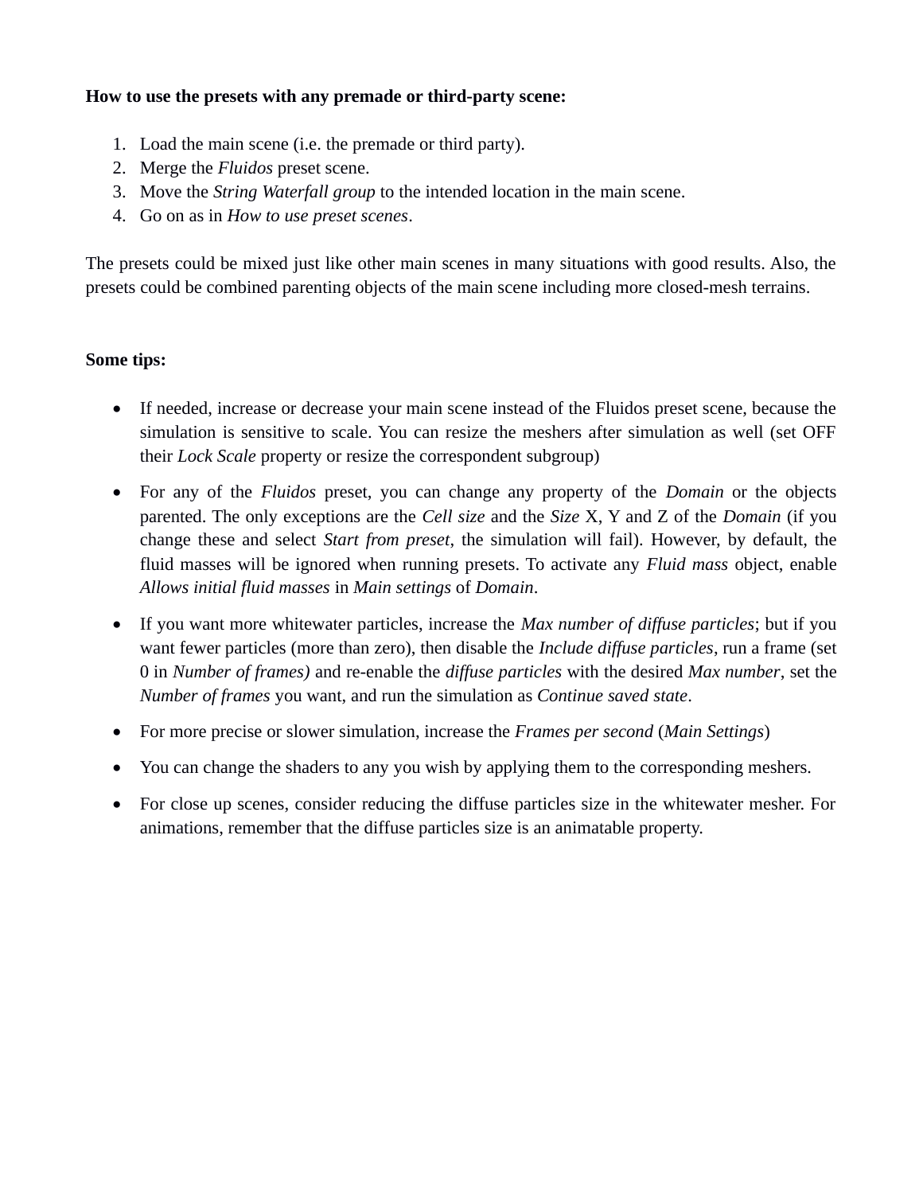**How to use the presets with any premade or third-party scene:**

1. Load the main scene (i.e. the premade or third party).
2. Merge the *Fluidos* preset scene.
3. Move the *String Waterfall group* to the intended location in the main scene.
4. Go on as in *How to use preset scenes*.

The presets could be mixed just like other main scenes in many situations with good results. Also, the presets could be combined parenting objects of the main scene including more closed-mesh terrains.

**Some tips:**

- If needed, increase or decrease your main scene instead of the Fluidos preset scene, because the simulation is sensitive to scale. You can resize the meshers after simulation as well (set OFF their *Lock Scale* property or resize the correspondent subgroup)
- For any of the *Fluidos* preset, you can change any property of the *Domain* or the objects parented. The only exceptions are the *Cell size* and the *Size* X, Y and Z of the *Domain* (if you change these and select *Start from preset*, the simulation will fail). However, by default, the fluid masses will be ignored when running presets. To activate any *Fluid mass* object, enable *Allows initial fluid masses* in *Main settings* of *Domain*.
- If you want more whitewater particles, increase the *Max number of diffuse particles*; but if you want fewer particles (more than zero), then disable the *Include diffuse particles*, run a frame (set 0 in *Number of frames)* and re-enable the *diffuse particles* with the desired *Max number*, set the *Number of frames* you want, and run the simulation as *Continue saved state*.
- For more precise or slower simulation, increase the *Frames per second* (*Main Settings*)
- You can change the shaders to any you wish by applying them to the corresponding meshers.
- For close up scenes, consider reducing the diffuse particles size in the whitewater mesher. For animations, remember that the diffuse particles size is an animatable property.